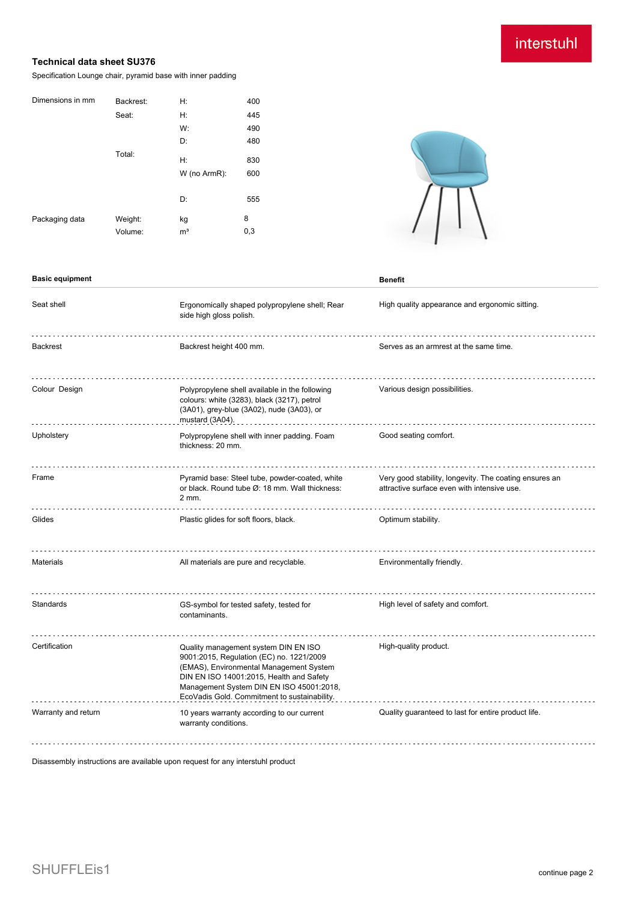interstuhl

# Technical data sheet SU376

Specification Lounge chair, pyramid base with inner padding

| Dimensions in mm | Backrest: | H: | 400 |
|---|---|---|---|
| | Seat: | H: | 445 |
| | | W: | 490 |
| | | D: | 480 |
| | Total: | H: | 830 |
| | | W (no ArmR): | 600 |
| | | D: | 555 |
| Packaging data | Weight: | kg | 8 |
| | Volume: | m³ | 0,3 |

| Basic equipment | | Benefit |
|---|---|---|
| Seat shell | Ergonomically shaped polypropylene shell; Rear side high gloss polish. | High quality appearance and ergonomic sitting. |
| Backrest | Backrest height 400 mm. | Serves as an armrest at the same time. |
| Colour Design | Polypropylene shell available in the following colours: white (3283), black (3217), petrol (3A01), grey-blue (3A02), nude (3A03), or mustard (3A04). | Various design possibilities. |
| Upholstery | Polypropylene shell with inner padding. Foam thickness: 20 mm. | Good seating comfort. |
| Frame | Pyramid base: Steel tube, powder-coated, white or black. Round tube Ø: 18 mm. Wall thickness: 2 mm. | Very good stability, longevity. The coating ensures an attractive surface even with intensive use. |
| Glides | Plastic glides for soft floors, black. | Optimum stability. |
| Materials | All materials are pure and recyclable. | Environmentally friendly. |
| Standards | GS-symbol for tested safety, tested for contaminants. | High level of safety and comfort. |
| Certification | Quality management system DIN EN ISO 9001:2015, Regulation (EC) no. 1221/2009 (EMAS), Environmental Management System DIN EN ISO 14001:2015, Health and Safety Management System DIN EN ISO 45001:2018, EcoVadis Gold. Commitment to sustainability. | High-quality product. |
| Warranty and return | 10 years warranty according to our current warranty conditions. | Quality guaranteed to last for entire product life. |

Disassembly instructions are available upon request for any interstuhl product

SHUFFLEis1

continue page 2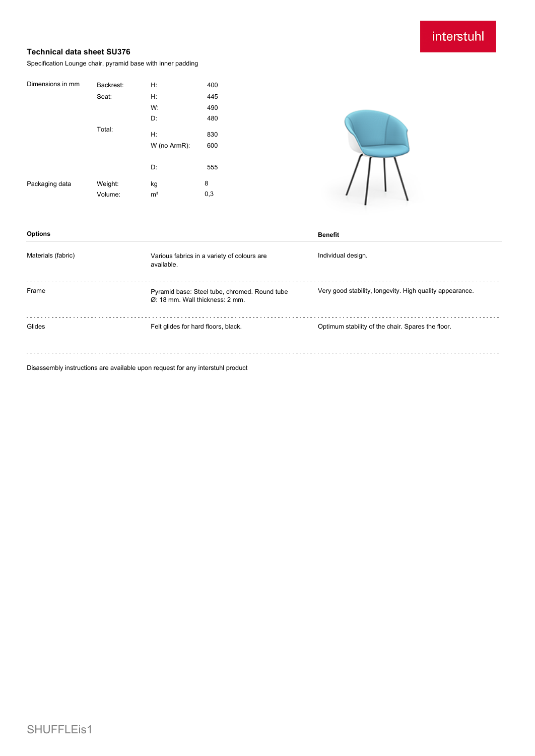## Technical data sheet SU376

Specification Lounge chair, pyramid base with inner padding

| | | | |
|---|---|---|---|
| Dimensions in mm | Backrest: | H: | 400 |
| | Seat: | H: | 445 |
| | | W: | 490 |
| | | D: | 480 |
| | Total: | H: | 830 |
| | | W (no ArmR): | 600 |
| | | D: | 555 |
| Packaging data | Weight: | kg | 8 |
| | Volume: | m³ | 0,3 |

| Options | | Benefit |
|---|---|---|
| Materials (fabric) | Various fabrics in a variety of colours are available. | Individual design. |
| Frame | Pyramid base: Steel tube, chromed. Round tube Ø: 18 mm. Wall thickness: 2 mm. | Very good stability, longevity. High quality appearance. |
| Glides | Felt glides for hard floors, black. | Optimum stability of the chair. Spares the floor. |

Disassembly instructions are available upon request for any interstuhl product

SHUFFLEis1